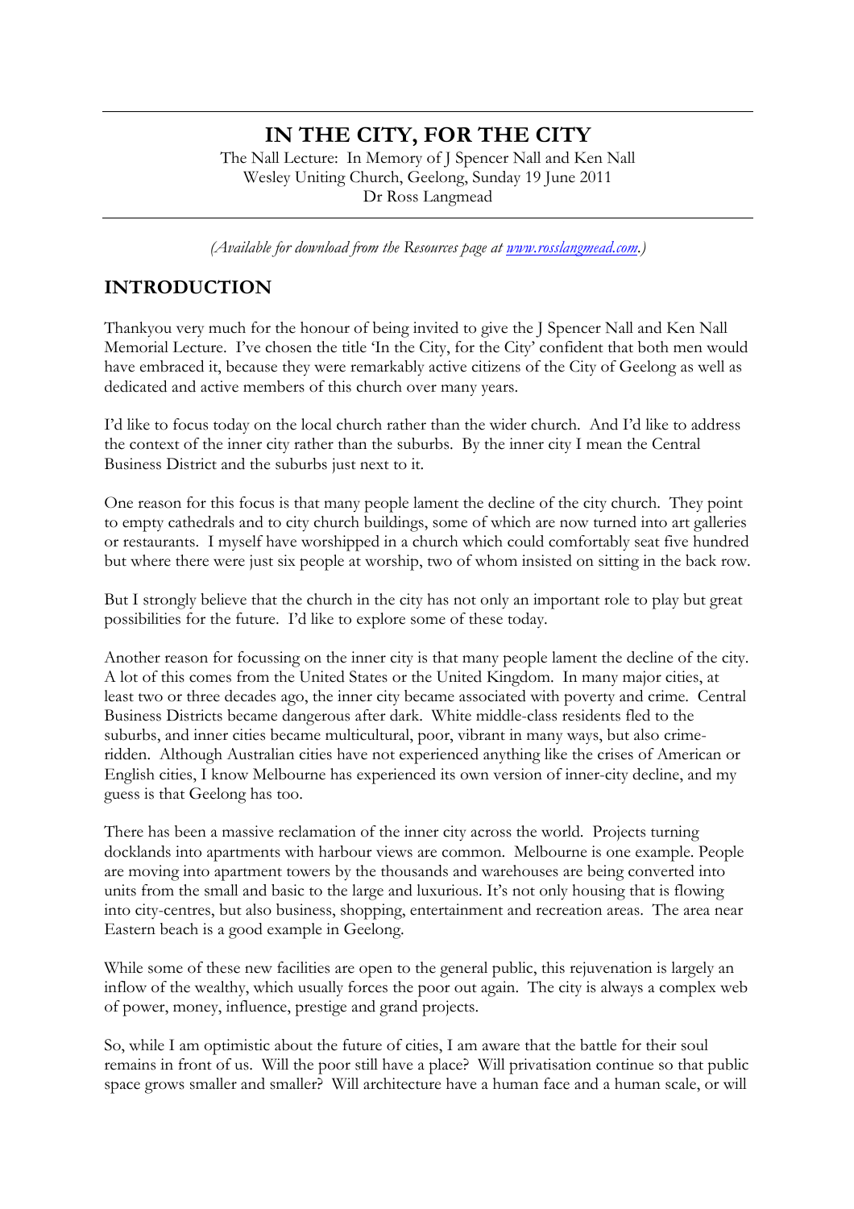# IN THE CITY, FOR THE CITY

The Nall Lecture: In Memory of J Spencer Nall and Ken Nall
Wesley Uniting Church, Geelong, Sunday 19 June 2011
Dr Ross Langmead

*(Available for download from the Resources page at [www.rosslangmead.com](www.rosslangmead.com).)*

## INTRODUCTION

Thankyou very much for the honour of being invited to give the J Spencer Nall and Ken Nall Memorial Lecture. I've chosen the title 'In the City, for the City' confident that both men would have embraced it, because they were remarkably active citizens of the City of Geelong as well as dedicated and active members of this church over many years.

I'd like to focus today on the local church rather than the wider church. And I'd like to address the context of the inner city rather than the suburbs. By the inner city I mean the Central Business District and the suburbs just next to it.

One reason for this focus is that many people lament the decline of the city church. They point to empty cathedrals and to city church buildings, some of which are now turned into art galleries or restaurants. I myself have worshipped in a church which could comfortably seat five hundred but where there were just six people at worship, two of whom insisted on sitting in the back row.

But I strongly believe that the church in the city has not only an important role to play but great possibilities for the future. I'd like to explore some of these today.

Another reason for focussing on the inner city is that many people lament the decline of the city. A lot of this comes from the United States or the United Kingdom. In many major cities, at least two or three decades ago, the inner city became associated with poverty and crime. Central Business Districts became dangerous after dark. White middle-class residents fled to the suburbs, and inner cities became multicultural, poor, vibrant in many ways, but also crime-ridden. Although Australian cities have not experienced anything like the crises of American or English cities, I know Melbourne has experienced its own version of inner-city decline, and my guess is that Geelong has too.

There has been a massive reclamation of the inner city across the world. Projects turning docklands into apartments with harbour views are common. Melbourne is one example. People are moving into apartment towers by the thousands and warehouses are being converted into units from the small and basic to the large and luxurious. It's not only housing that is flowing into city-centres, but also business, shopping, entertainment and recreation areas. The area near Eastern beach is a good example in Geelong.

While some of these new facilities are open to the general public, this rejuvenation is largely an inflow of the wealthy, which usually forces the poor out again. The city is always a complex web of power, money, influence, prestige and grand projects.

So, while I am optimistic about the future of cities, I am aware that the battle for their soul remains in front of us. Will the poor still have a place? Will privatisation continue so that public space grows smaller and smaller? Will architecture have a human face and a human scale, or will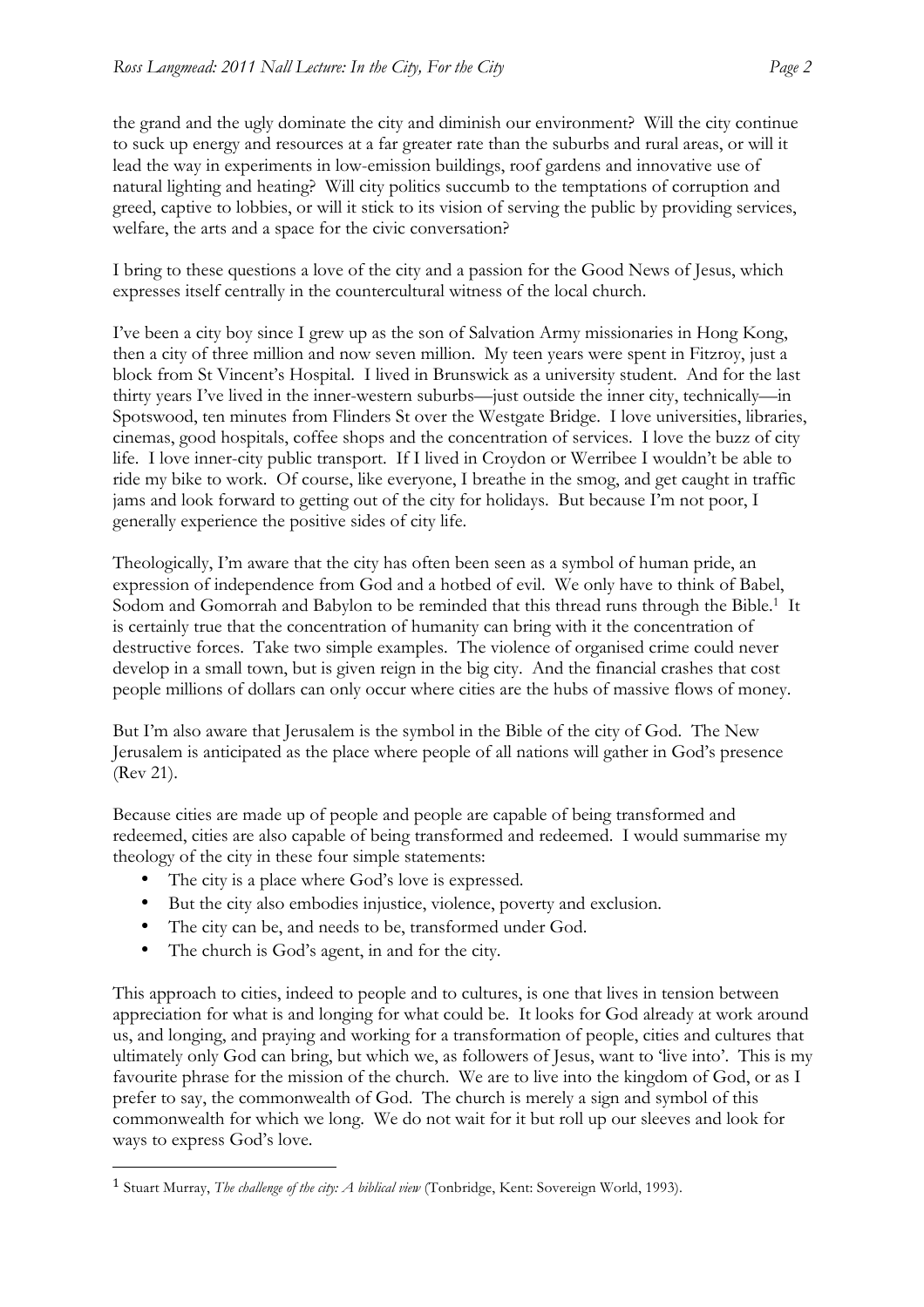the grand and the ugly dominate the city and diminish our environment? Will the city continue to suck up energy and resources at a far greater rate than the suburbs and rural areas, or will it lead the way in experiments in low-emission buildings, roof gardens and innovative use of natural lighting and heating? Will city politics succumb to the temptations of corruption and greed, captive to lobbies, or will it stick to its vision of serving the public by providing services, welfare, the arts and a space for the civic conversation?

I bring to these questions a love of the city and a passion for the Good News of Jesus, which expresses itself centrally in the countercultural witness of the local church.

I've been a city boy since I grew up as the son of Salvation Army missionaries in Hong Kong, then a city of three million and now seven million. My teen years were spent in Fitzroy, just a block from St Vincent's Hospital. I lived in Brunswick as a university student. And for the last thirty years I've lived in the inner-western suburbs—just outside the inner city, technically—in Spotswood, ten minutes from Flinders St over the Westgate Bridge. I love universities, libraries, cinemas, good hospitals, coffee shops and the concentration of services. I love the buzz of city life. I love inner-city public transport. If I lived in Croydon or Werribee I wouldn't be able to ride my bike to work. Of course, like everyone, I breathe in the smog, and get caught in traffic jams and look forward to getting out of the city for holidays. But because I'm not poor, I generally experience the positive sides of city life.

Theologically, I'm aware that the city has often been seen as a symbol of human pride, an expression of independence from God and a hotbed of evil. We only have to think of Babel, Sodom and Gomorrah and Babylon to be reminded that this thread runs through the Bible.[1] It is certainly true that the concentration of humanity can bring with it the concentration of destructive forces. Take two simple examples. The violence of organised crime could never develop in a small town, but is given reign in the big city. And the financial crashes that cost people millions of dollars can only occur where cities are the hubs of massive flows of money.

But I'm also aware that Jerusalem is the symbol in the Bible of the city of God. The New Jerusalem is anticipated as the place where people of all nations will gather in God's presence (Rev 21).

Because cities are made up of people and people are capable of being transformed and redeemed, cities are also capable of being transformed and redeemed. I would summarise my theology of the city in these four simple statements:

- The city is a place where God's love is expressed.
- But the city also embodies injustice, violence, poverty and exclusion.
- The city can be, and needs to be, transformed under God.
- The church is God's agent, in and for the city.

This approach to cities, indeed to people and to cultures, is one that lives in tension between appreciation for what is and longing for what could be. It looks for God already at work around us, and longing, and praying and working for a transformation of people, cities and cultures that ultimately only God can bring, but which we, as followers of Jesus, want to 'live into'. This is my favourite phrase for the mission of the church. We are to live into the kingdom of God, or as I prefer to say, the commonwealth of God. The church is merely a sign and symbol of this commonwealth for which we long. We do not wait for it but roll up our sleeves and look for ways to express God's love.

---

[1] Stuart Murray, *The challenge of the city: A biblical view* (Tonbridge, Kent: Sovereign World, 1993).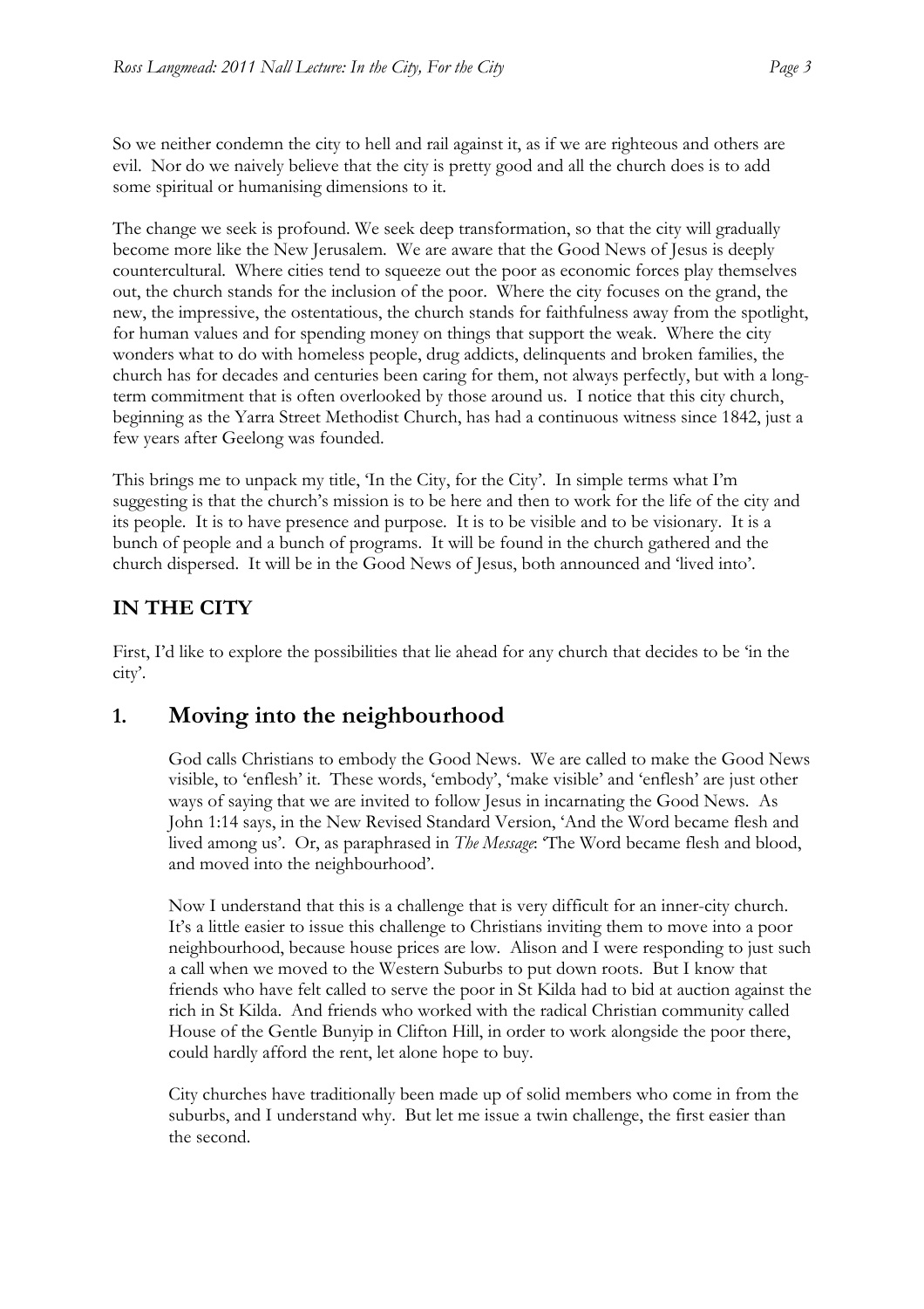So we neither condemn the city to hell and rail against it, as if we are righteous and others are evil. Nor do we naively believe that the city is pretty good and all the church does is to add some spiritual or humanising dimensions to it.

The change we seek is profound. We seek deep transformation, so that the city will gradually become more like the New Jerusalem. We are aware that the Good News of Jesus is deeply countercultural. Where cities tend to squeeze out the poor as economic forces play themselves out, the church stands for the inclusion of the poor. Where the city focuses on the grand, the new, the impressive, the ostentatious, the church stands for faithfulness away from the spotlight, for human values and for spending money on things that support the weak. Where the city wonders what to do with homeless people, drug addicts, delinquents and broken families, the church has for decades and centuries been caring for them, not always perfectly, but with a long-term commitment that is often overlooked by those around us. I notice that this city church, beginning as the Yarra Street Methodist Church, has had a continuous witness since 1842, just a few years after Geelong was founded.

This brings me to unpack my title, 'In the City, for the City'. In simple terms what I'm suggesting is that the church's mission is to be here and then to work for the life of the city and its people. It is to have presence and purpose. It is to be visible and to be visionary. It is a bunch of people and a bunch of programs. It will be found in the church gathered and the church dispersed. It will be in the Good News of Jesus, both announced and 'lived into'.

## IN THE CITY

First, I'd like to explore the possibilities that lie ahead for any church that decides to be 'in the city'.

### 1. Moving into the neighbourhood

God calls Christians to embody the Good News. We are called to make the Good News visible, to 'enflesh' it. These words, 'embody', 'make visible' and 'enflesh' are just other ways of saying that we are invited to follow Jesus in incarnating the Good News. As John 1:14 says, in the New Revised Standard Version, 'And the Word became flesh and lived among us'. Or, as paraphrased in *The Message*: 'The Word became flesh and blood, and moved into the neighbourhood'.

Now I understand that this is a challenge that is very difficult for an inner-city church. It's a little easier to issue this challenge to Christians inviting them to move into a poor neighbourhood, because house prices are low. Alison and I were responding to just such a call when we moved to the Western Suburbs to put down roots. But I know that friends who have felt called to serve the poor in St Kilda had to bid at auction against the rich in St Kilda. And friends who worked with the radical Christian community called House of the Gentle Bunyip in Clifton Hill, in order to work alongside the poor there, could hardly afford the rent, let alone hope to buy.

City churches have traditionally been made up of solid members who come in from the suburbs, and I understand why. But let me issue a twin challenge, the first easier than the second.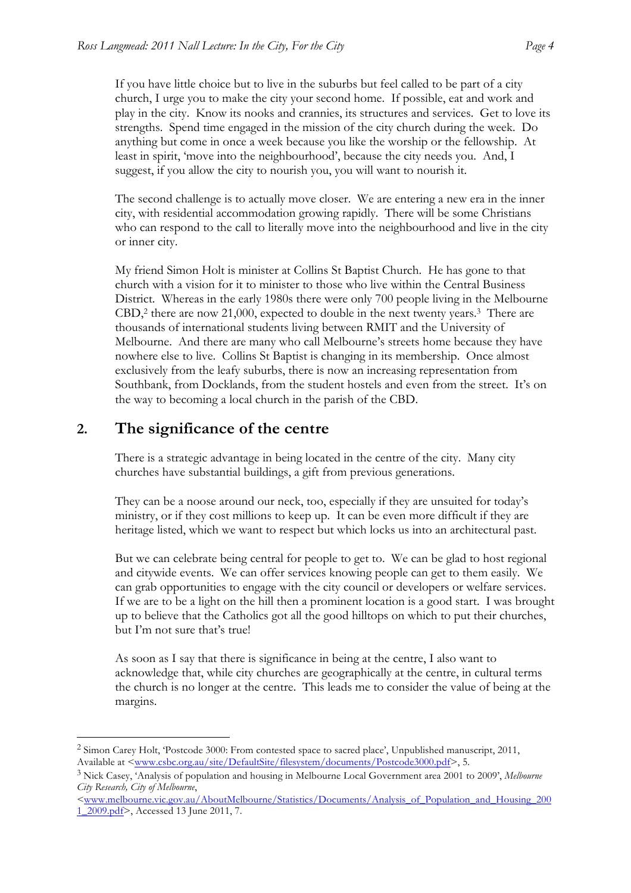If you have little choice but to live in the suburbs but feel called to be part of a city church, I urge you to make the city your second home. If possible, eat and work and play in the city. Know its nooks and crannies, its structures and services. Get to love its strengths. Spend time engaged in the mission of the city church during the week. Do anything but come in once a week because you like the worship or the fellowship. At least in spirit, 'move into the neighbourhood', because the city needs you. And, I suggest, if you allow the city to nourish you, you will want to nourish it.

The second challenge is to actually move closer. We are entering a new era in the inner city, with residential accommodation growing rapidly. There will be some Christians who can respond to the call to literally move into the neighbourhood and live in the city or inner city.

My friend Simon Holt is minister at Collins St Baptist Church. He has gone to that church with a vision for it to minister to those who live within the Central Business District. Whereas in the early 1980s there were only 700 people living in the Melbourne CBD,[2] there are now 21,000, expected to double in the next twenty years.[3] There are thousands of international students living between RMIT and the University of Melbourne. And there are many who call Melbourne's streets home because they have nowhere else to live. Collins St Baptist is changing in its membership. Once almost exclusively from the leafy suburbs, there is now an increasing representation from Southbank, from Docklands, from the student hostels and even from the street. It's on the way to becoming a local church in the parish of the CBD.

## 2. The significance of the centre

There is a strategic advantage in being located in the centre of the city. Many city churches have substantial buildings, a gift from previous generations.

They can be a noose around our neck, too, especially if they are unsuited for today's ministry, or if they cost millions to keep up. It can be even more difficult if they are heritage listed, which we want to respect but which locks us into an architectural past.

But we can celebrate being central for people to get to. We can be glad to host regional and citywide events. We can offer services knowing people can get to them easily. We can grab opportunities to engage with the city council or developers or welfare services. If we are to be a light on the hill then a prominent location is a good start. I was brought up to believe that the Catholics got all the good hilltops on which to put their churches, but I'm not sure that's true!

As soon as I say that there is significance in being at the centre, I also want to acknowledge that, while city churches are geographically at the centre, in cultural terms the church is no longer at the centre. This leads me to consider the value of being at the margins.

---

[2] Simon Carey Holt, 'Postcode 3000: From contested space to sacred place', Unpublished manuscript, 2011, Available at <www.csbc.org.au/site/DefaultSite/filesystem/documents/Postcode3000.pdf>, 5.

[3] Nick Casey, 'Analysis of population and housing in Melbourne Local Government area 2001 to 2009', *Melbourne City Research, City of Melbourne*, <www.melbourne.vic.gov.au/AboutMelbourne/Statistics/Documents/Analysis_of_Population_and_Housing_2001_2009.pdf>, Accessed 13 June 2011, 7.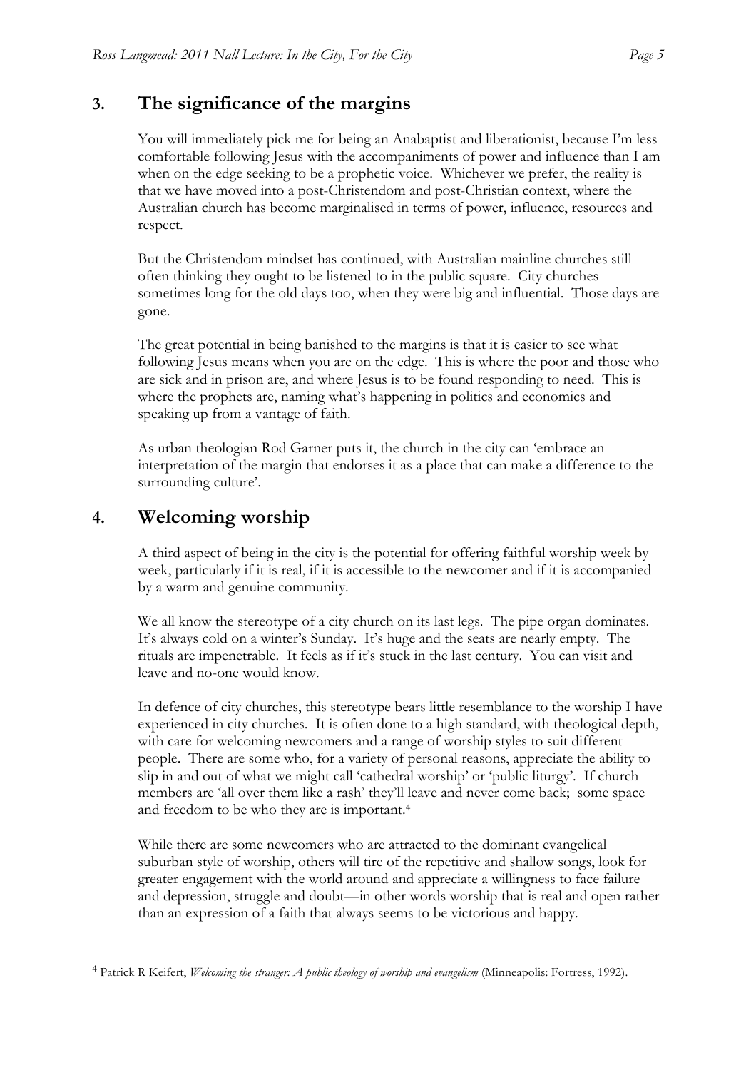## 3. The significance of the margins

You will immediately pick me for being an Anabaptist and liberationist, because I'm less comfortable following Jesus with the accompaniments of power and influence than I am when on the edge seeking to be a prophetic voice. Whichever we prefer, the reality is that we have moved into a post-Christendom and post-Christian context, where the Australian church has become marginalised in terms of power, influence, resources and respect.

But the Christendom mindset has continued, with Australian mainline churches still often thinking they ought to be listened to in the public square. City churches sometimes long for the old days too, when they were big and influential. Those days are gone.

The great potential in being banished to the margins is that it is easier to see what following Jesus means when you are on the edge. This is where the poor and those who are sick and in prison are, and where Jesus is to be found responding to need. This is where the prophets are, naming what's happening in politics and economics and speaking up from a vantage of faith.

As urban theologian Rod Garner puts it, the church in the city can 'embrace an interpretation of the margin that endorses it as a place that can make a difference to the surrounding culture'.

## 4. Welcoming worship

A third aspect of being in the city is the potential for offering faithful worship week by week, particularly if it is real, if it is accessible to the newcomer and if it is accompanied by a warm and genuine community.

We all know the stereotype of a city church on its last legs. The pipe organ dominates. It's always cold on a winter's Sunday. It's huge and the seats are nearly empty. The rituals are impenetrable. It feels as if it's stuck in the last century. You can visit and leave and no-one would know.

In defence of city churches, this stereotype bears little resemblance to the worship I have experienced in city churches. It is often done to a high standard, with theological depth, with care for welcoming newcomers and a range of worship styles to suit different people. There are some who, for a variety of personal reasons, appreciate the ability to slip in and out of what we might call 'cathedral worship' or 'public liturgy'. If church members are 'all over them like a rash' they'll leave and never come back; some space and freedom to be who they are is important.[4]

While there are some newcomers who are attracted to the dominant evangelical suburban style of worship, others will tire of the repetitive and shallow songs, look for greater engagement with the world around and appreciate a willingness to face failure and depression, struggle and doubt—in other words worship that is real and open rather than an expression of a faith that always seems to be victorious and happy.

---

[4] Patrick R Keifert, *Welcoming the stranger: A public theology of worship and evangelism* (Minneapolis: Fortress, 1992).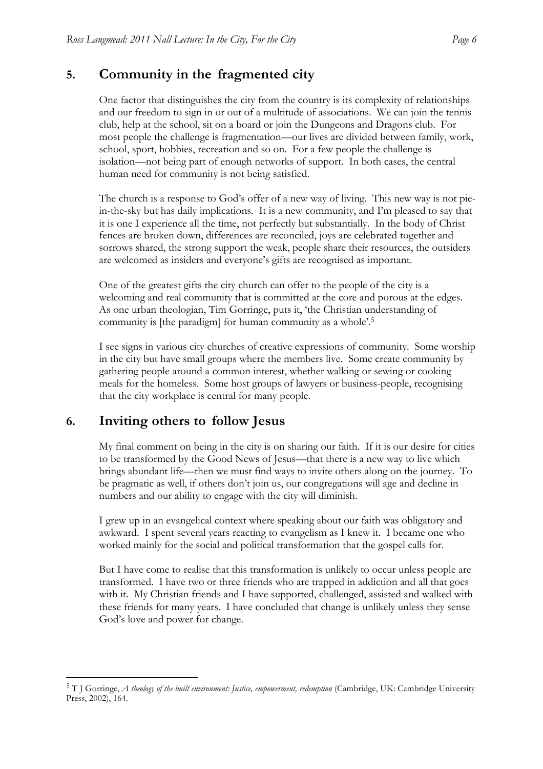## 5. Community in the fragmented city

One factor that distinguishes the city from the country is its complexity of relationships and our freedom to sign in or out of a multitude of associations. We can join the tennis club, help at the school, sit on a board or join the Dungeons and Dragons club. For most people the challenge is fragmentation—our lives are divided between family, work, school, sport, hobbies, recreation and so on. For a few people the challenge is isolation—not being part of enough networks of support. In both cases, the central human need for community is not being satisfied.

The church is a response to God's offer of a new way of living. This new way is not pie-in-the-sky but has daily implications. It is a new community, and I'm pleased to say that it is one I experience all the time, not perfectly but substantially. In the body of Christ fences are broken down, differences are reconciled, joys are celebrated together and sorrows shared, the strong support the weak, people share their resources, the outsiders are welcomed as insiders and everyone's gifts are recognised as important.

One of the greatest gifts the city church can offer to the people of the city is a welcoming and real community that is committed at the core and porous at the edges. As one urban theologian, Tim Gorringe, puts it, 'the Christian understanding of community is [the paradigm] for human community as a whole'.[5]

I see signs in various city churches of creative expressions of community. Some worship in the city but have small groups where the members live. Some create community by gathering people around a common interest, whether walking or sewing or cooking meals for the homeless. Some host groups of lawyers or business-people, recognising that the city workplace is central for many people.

## 6. Inviting others to follow Jesus

My final comment on being in the city is on sharing our faith. If it is our desire for cities to be transformed by the Good News of Jesus—that there is a new way to live which brings abundant life—then we must find ways to invite others along on the journey. To be pragmatic as well, if others don't join us, our congregations will age and decline in numbers and our ability to engage with the city will diminish.

I grew up in an evangelical context where speaking about our faith was obligatory and awkward. I spent several years reacting to evangelism as I knew it. I became one who worked mainly for the social and political transformation that the gospel calls for.

But I have come to realise that this transformation is unlikely to occur unless people are transformed. I have two or three friends who are trapped in addiction and all that goes with it. My Christian friends and I have supported, challenged, assisted and walked with these friends for many years. I have concluded that change is unlikely unless they sense God's love and power for change.

---

[5] T J Gorringe, *A theology of the built environment: Justice, empowerment, redemption* (Cambridge, UK: Cambridge University Press, 2002), 164.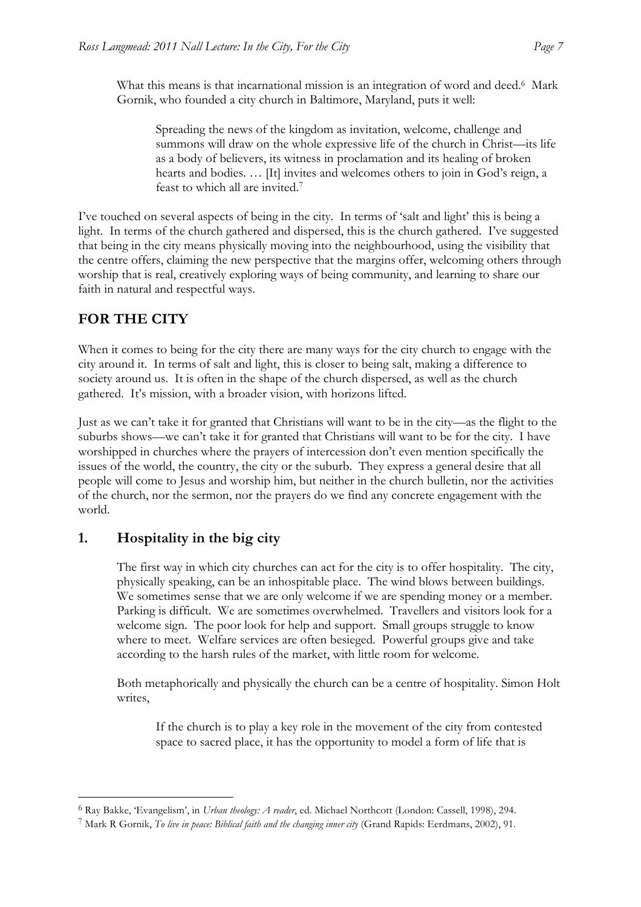What this means is that incarnational mission is an integration of word and deed.[6] Mark Gornik, who founded a city church in Baltimore, Maryland, puts it well:

> Spreading the news of the kingdom as invitation, welcome, challenge and summons will draw on the whole expressive life of the church in Christ—its life as a body of believers, its witness in proclamation and its healing of broken hearts and bodies. … [It] invites and welcomes others to join in God's reign, a feast to which all are invited.[7]

I've touched on several aspects of being in the city. In terms of 'salt and light' this is being a light. In terms of the church gathered and dispersed, this is the church gathered. I've suggested that being in the city means physically moving into the neighbourhood, using the visibility that the centre offers, claiming the new perspective that the margins offer, welcoming others through worship that is real, creatively exploring ways of being community, and learning to share our faith in natural and respectful ways.

## FOR THE CITY

When it comes to being for the city there are many ways for the city church to engage with the city around it. In terms of salt and light, this is closer to being salt, making a difference to society around us. It is often in the shape of the church dispersed, as well as the church gathered. It's mission, with a broader vision, with horizons lifted.

Just as we can't take it for granted that Christians will want to be in the city—as the flight to the suburbs shows—we can't take it for granted that Christians will want to be for the city. I have worshipped in churches where the prayers of intercession don't even mention specifically the issues of the world, the country, the city or the suburb. They express a general desire that all people will come to Jesus and worship him, but neither in the church bulletin, nor the activities of the church, nor the sermon, nor the prayers do we find any concrete engagement with the world.

### 1. Hospitality in the big city

The first way in which city churches can act for the city is to offer hospitality. The city, physically speaking, can be an inhospitable place. The wind blows between buildings. We sometimes sense that we are only welcome if we are spending money or a member. Parking is difficult. We are sometimes overwhelmed. Travellers and visitors look for a welcome sign. The poor look for help and support. Small groups struggle to know where to meet. Welfare services are often besieged. Powerful groups give and take according to the harsh rules of the market, with little room for welcome.

Both metaphorically and physically the church can be a centre of hospitality. Simon Holt writes,

> If the church is to play a key role in the movement of the city from contested space to sacred place, it has the opportunity to model a form of life that is

---

[6] Ray Bakke, 'Evangelism', in *Urban theology: A reader*, ed. Michael Northcott (London: Cassell, 1998), 294.

[7] Mark R Gornik, *To live in peace: Biblical faith and the changing inner city* (Grand Rapids: Eerdmans, 2002), 91.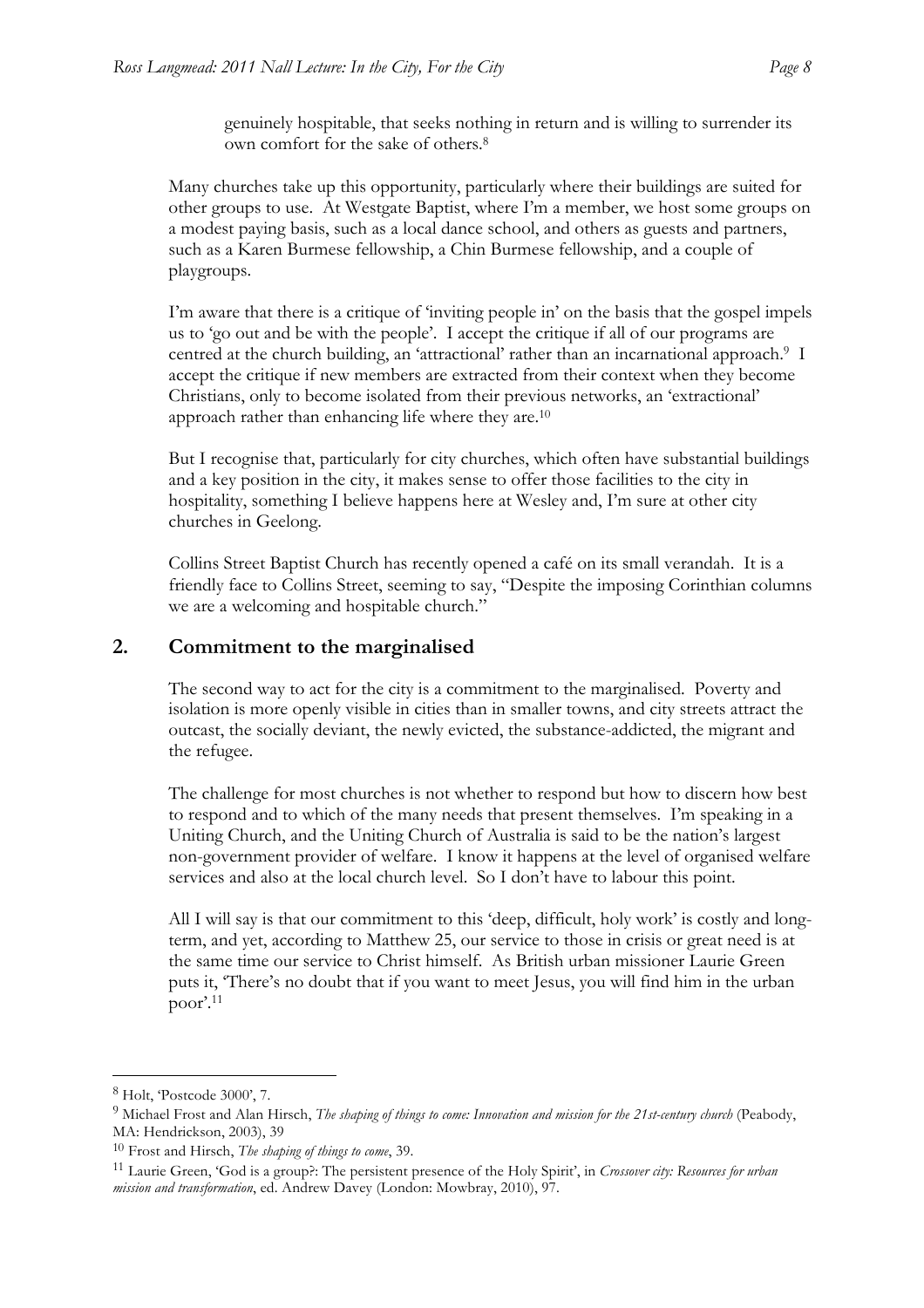> genuinely hospitable, that seeks nothing in return and is willing to surrender its own comfort for the sake of others.[8]

Many churches take up this opportunity, particularly where their buildings are suited for other groups to use. At Westgate Baptist, where I'm a member, we host some groups on a modest paying basis, such as a local dance school, and others as guests and partners, such as a Karen Burmese fellowship, a Chin Burmese fellowship, and a couple of playgroups.

I'm aware that there is a critique of 'inviting people in' on the basis that the gospel impels us to 'go out and be with the people'. I accept the critique if all of our programs are centred at the church building, an 'attractional' rather than an incarnational approach.[9] I accept the critique if new members are extracted from their context when they become Christians, only to become isolated from their previous networks, an 'extractional' approach rather than enhancing life where they are.[10]

But I recognise that, particularly for city churches, which often have substantial buildings and a key position in the city, it makes sense to offer those facilities to the city in hospitality, something I believe happens here at Wesley and, I'm sure at other city churches in Geelong.

Collins Street Baptist Church has recently opened a café on its small verandah. It is a friendly face to Collins Street, seeming to say, "Despite the imposing Corinthian columns we are a welcoming and hospitable church."

## 2. Commitment to the marginalised

The second way to act for the city is a commitment to the marginalised. Poverty and isolation is more openly visible in cities than in smaller towns, and city streets attract the outcast, the socially deviant, the newly evicted, the substance-addicted, the migrant and the refugee.

The challenge for most churches is not whether to respond but how to discern how best to respond and to which of the many needs that present themselves. I'm speaking in a Uniting Church, and the Uniting Church of Australia is said to be the nation's largest non-government provider of welfare. I know it happens at the level of organised welfare services and also at the local church level. So I don't have to labour this point.

All I will say is that our commitment to this 'deep, difficult, holy work' is costly and long-term, and yet, according to Matthew 25, our service to those in crisis or great need is at the same time our service to Christ himself. As British urban missioner Laurie Green puts it, 'There's no doubt that if you want to meet Jesus, you will find him in the urban poor'.[11]

---

[8] Holt, 'Postcode 3000', 7.

[9] Michael Frost and Alan Hirsch, *The shaping of things to come: Innovation and mission for the 21st-century church* (Peabody, MA: Hendrickson, 2003), 39

[10] Frost and Hirsch, *The shaping of things to come*, 39.

[11] Laurie Green, 'God is a group?: The persistent presence of the Holy Spirit', in *Crossover city: Resources for urban mission and transformation*, ed. Andrew Davey (London: Mowbray, 2010), 97.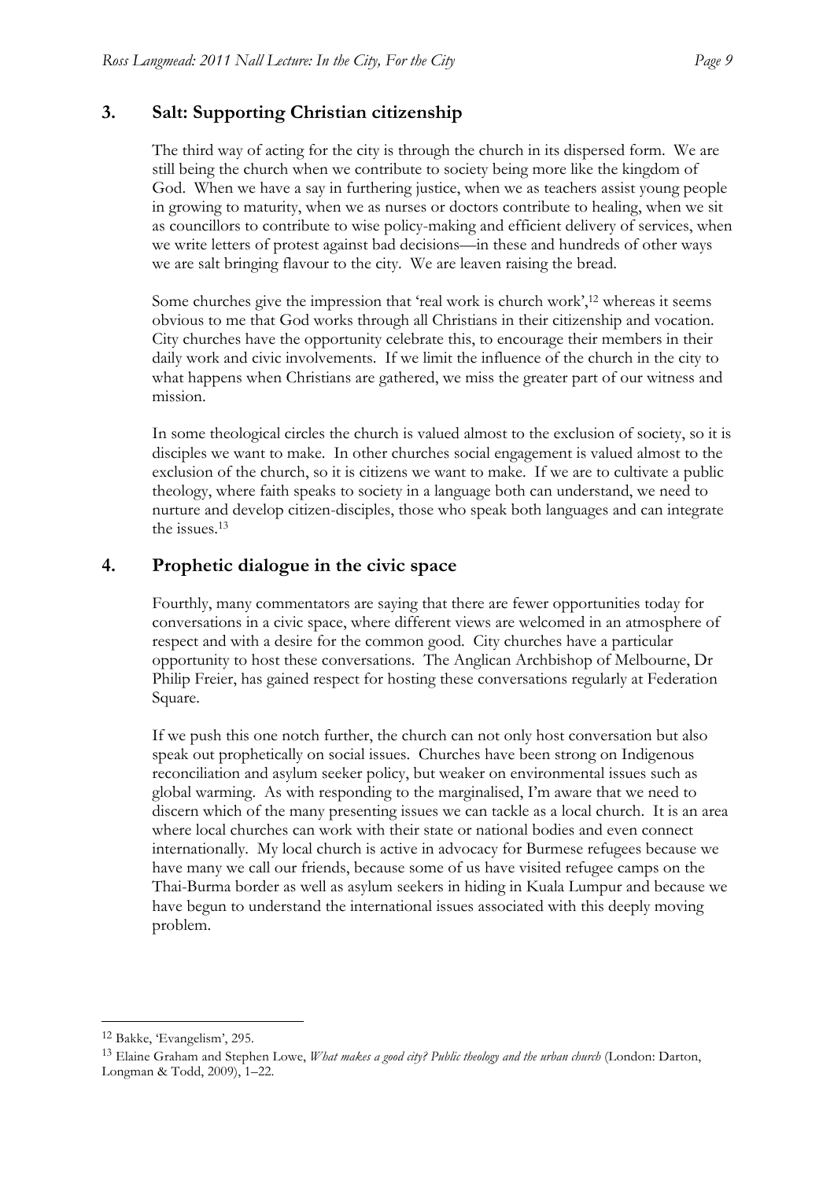## 3. Salt: Supporting Christian citizenship

The third way of acting for the city is through the church in its dispersed form. We are still being the church when we contribute to society being more like the kingdom of God. When we have a say in furthering justice, when we as teachers assist young people in growing to maturity, when we as nurses or doctors contribute to healing, when we sit as councillors to contribute to wise policy-making and efficient delivery of services, when we write letters of protest against bad decisions—in these and hundreds of other ways we are salt bringing flavour to the city. We are leaven raising the bread.

Some churches give the impression that 'real work is church work',[12] whereas it seems obvious to me that God works through all Christians in their citizenship and vocation. City churches have the opportunity celebrate this, to encourage their members in their daily work and civic involvements. If we limit the influence of the church in the city to what happens when Christians are gathered, we miss the greater part of our witness and mission.

In some theological circles the church is valued almost to the exclusion of society, so it is disciples we want to make. In other churches social engagement is valued almost to the exclusion of the church, so it is citizens we want to make. If we are to cultivate a public theology, where faith speaks to society in a language both can understand, we need to nurture and develop citizen-disciples, those who speak both languages and can integrate the issues.[13]

## 4. Prophetic dialogue in the civic space

Fourthly, many commentators are saying that there are fewer opportunities today for conversations in a civic space, where different views are welcomed in an atmosphere of respect and with a desire for the common good. City churches have a particular opportunity to host these conversations. The Anglican Archbishop of Melbourne, Dr Philip Freier, has gained respect for hosting these conversations regularly at Federation Square.

If we push this one notch further, the church can not only host conversation but also speak out prophetically on social issues. Churches have been strong on Indigenous reconciliation and asylum seeker policy, but weaker on environmental issues such as global warming. As with responding to the marginalised, I'm aware that we need to discern which of the many presenting issues we can tackle as a local church. It is an area where local churches can work with their state or national bodies and even connect internationally. My local church is active in advocacy for Burmese refugees because we have many we call our friends, because some of us have visited refugee camps on the Thai-Burma border as well as asylum seekers in hiding in Kuala Lumpur and because we have begun to understand the international issues associated with this deeply moving problem.

---

[12] Bakke, 'Evangelism', 295.

[13] Elaine Graham and Stephen Lowe, *What makes a good city? Public theology and the urban church* (London: Darton, Longman & Todd, 2009), 1–22.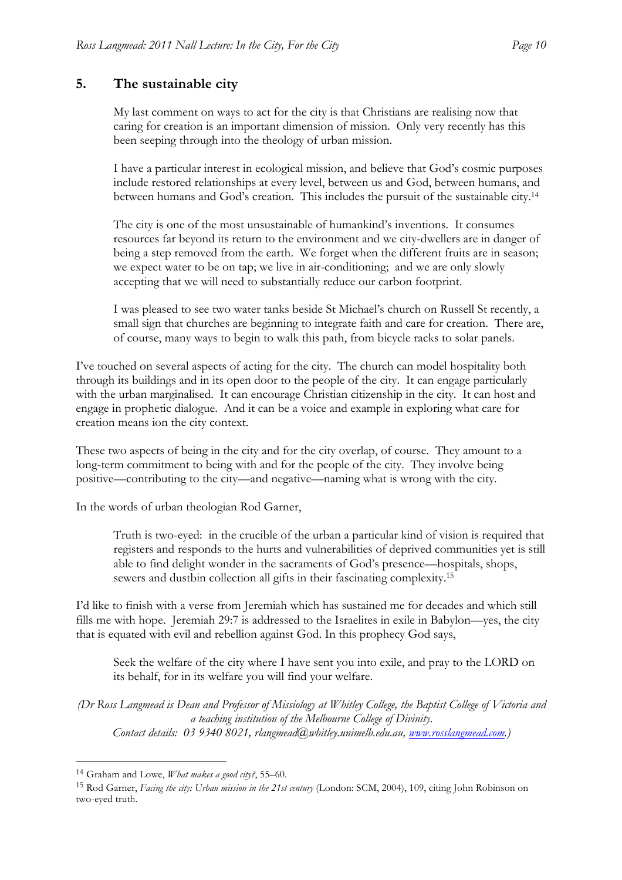## 5. The sustainable city

My last comment on ways to act for the city is that Christians are realising now that caring for creation is an important dimension of mission. Only very recently has this been seeping through into the theology of urban mission.

I have a particular interest in ecological mission, and believe that God's cosmic purposes include restored relationships at every level, between us and God, between humans, and between humans and God's creation. This includes the pursuit of the sustainable city.[14]

The city is one of the most unsustainable of humankind's inventions. It consumes resources far beyond its return to the environment and we city-dwellers are in danger of being a step removed from the earth. We forget when the different fruits are in season; we expect water to be on tap; we live in air-conditioning; and we are only slowly accepting that we will need to substantially reduce our carbon footprint.

I was pleased to see two water tanks beside St Michael's church on Russell St recently, a small sign that churches are beginning to integrate faith and care for creation. There are, of course, many ways to begin to walk this path, from bicycle racks to solar panels.

I've touched on several aspects of acting for the city. The church can model hospitality both through its buildings and in its open door to the people of the city. It can engage particularly with the urban marginalised. It can encourage Christian citizenship in the city. It can host and engage in prophetic dialogue. And it can be a voice and example in exploring what care for creation means ion the city context.

These two aspects of being in the city and for the city overlap, of course. They amount to a long-term commitment to being with and for the people of the city. They involve being positive—contributing to the city—and negative—naming what is wrong with the city.

In the words of urban theologian Rod Garner,

> Truth is two-eyed: in the crucible of the urban a particular kind of vision is required that registers and responds to the hurts and vulnerabilities of deprived communities yet is still able to find delight wonder in the sacraments of God's presence—hospitals, shops, sewers and dustbin collection all gifts in their fascinating complexity.[15]

I'd like to finish with a verse from Jeremiah which has sustained me for decades and which still fills me with hope. Jeremiah 29:7 is addressed to the Israelites in exile in Babylon—yes, the city that is equated with evil and rebellion against God. In this prophecy God says,

> Seek the welfare of the city where I have sent you into exile, and pray to the LORD on its behalf, for in its welfare you will find your welfare.

*(Dr Ross Langmead is Dean and Professor of Missiology at Whitley College, the Baptist College of Victoria and a teaching institution of the Melbourne College of Divinity. Contact details: 03 9340 8021, rlangmead@whitley.unimelb.edu.au, www.rosslangmead.com.)*

---

[14] Graham and Lowe, *What makes a good city?*, 55–60.

[15] Rod Garner, *Facing the city: Urban mission in the 21st century* (London: SCM, 2004), 109, citing John Robinson on two-eyed truth.